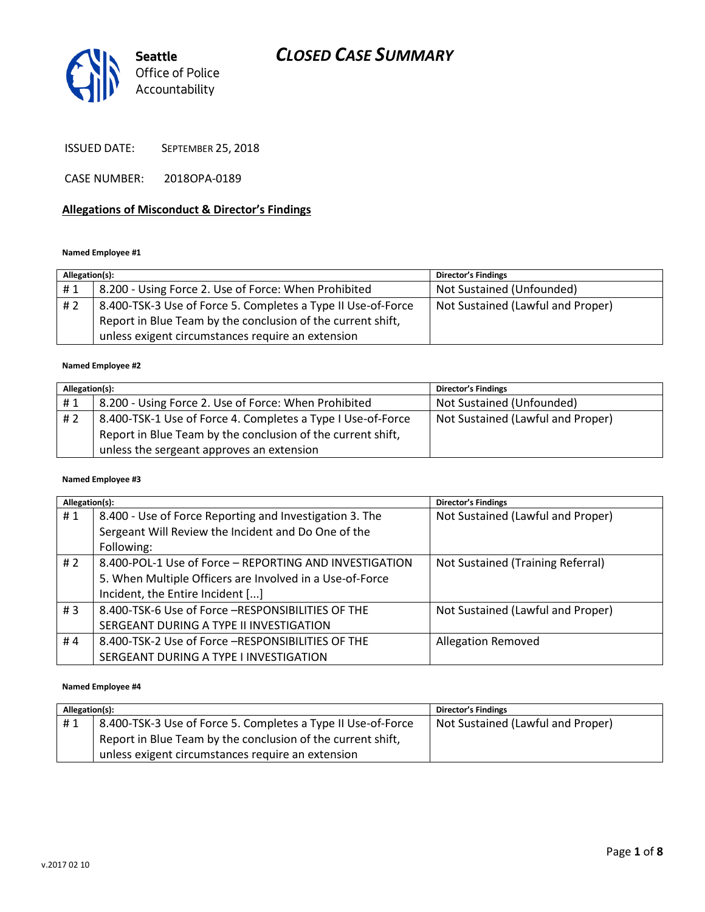Seattle Office of Police Accountability

# CLOSED CASE SUMMARY

ISSUED DATE: SEPTEMBER 25, 2018

CASE NUMBER: 2018OPA-0189

## Allegations of Misconduct & Director's Findings

**Named Employee #1**

| Allegation(s): | | Director's Findings |
|---|---|---|
| # 1 | 8.200 - Using Force 2. Use of Force: When Prohibited | Not Sustained (Unfounded) |
| # 2 | 8.400-TSK-3 Use of Force 5. Completes a Type II Use-of-Force Report in Blue Team by the conclusion of the current shift, unless exigent circumstances require an extension | Not Sustained (Lawful and Proper) |

**Named Employee #2**

| Allegation(s): | | Director's Findings |
|---|---|---|
| # 1 | 8.200 - Using Force 2. Use of Force: When Prohibited | Not Sustained (Unfounded) |
| # 2 | 8.400-TSK-1 Use of Force 4. Completes a Type I Use-of-Force Report in Blue Team by the conclusion of the current shift, unless the sergeant approves an extension | Not Sustained (Lawful and Proper) |

**Named Employee #3**

| Allegation(s): | | Director's Findings |
|---|---|---|
| # 1 | 8.400 - Use of Force Reporting and Investigation 3. The Sergeant Will Review the Incident and Do One of the Following: | Not Sustained (Lawful and Proper) |
| # 2 | 8.400-POL-1 Use of Force – REPORTING AND INVESTIGATION 5. When Multiple Officers are Involved in a Use-of-Force Incident, the Entire Incident [...] | Not Sustained (Training Referral) |
| # 3 | 8.400-TSK-6 Use of Force –RESPONSIBILITIES OF THE SERGEANT DURING A TYPE II INVESTIGATION | Not Sustained (Lawful and Proper) |
| # 4 | 8.400-TSK-2 Use of Force –RESPONSIBILITIES OF THE SERGEANT DURING A TYPE I INVESTIGATION | Allegation Removed |

**Named Employee #4**

| Allegation(s): | | Director's Findings |
|---|---|---|
| # 1 | 8.400-TSK-3 Use of Force 5. Completes a Type II Use-of-Force Report in Blue Team by the conclusion of the current shift, unless exigent circumstances require an extension | Not Sustained (Lawful and Proper) |

v.2017 02 10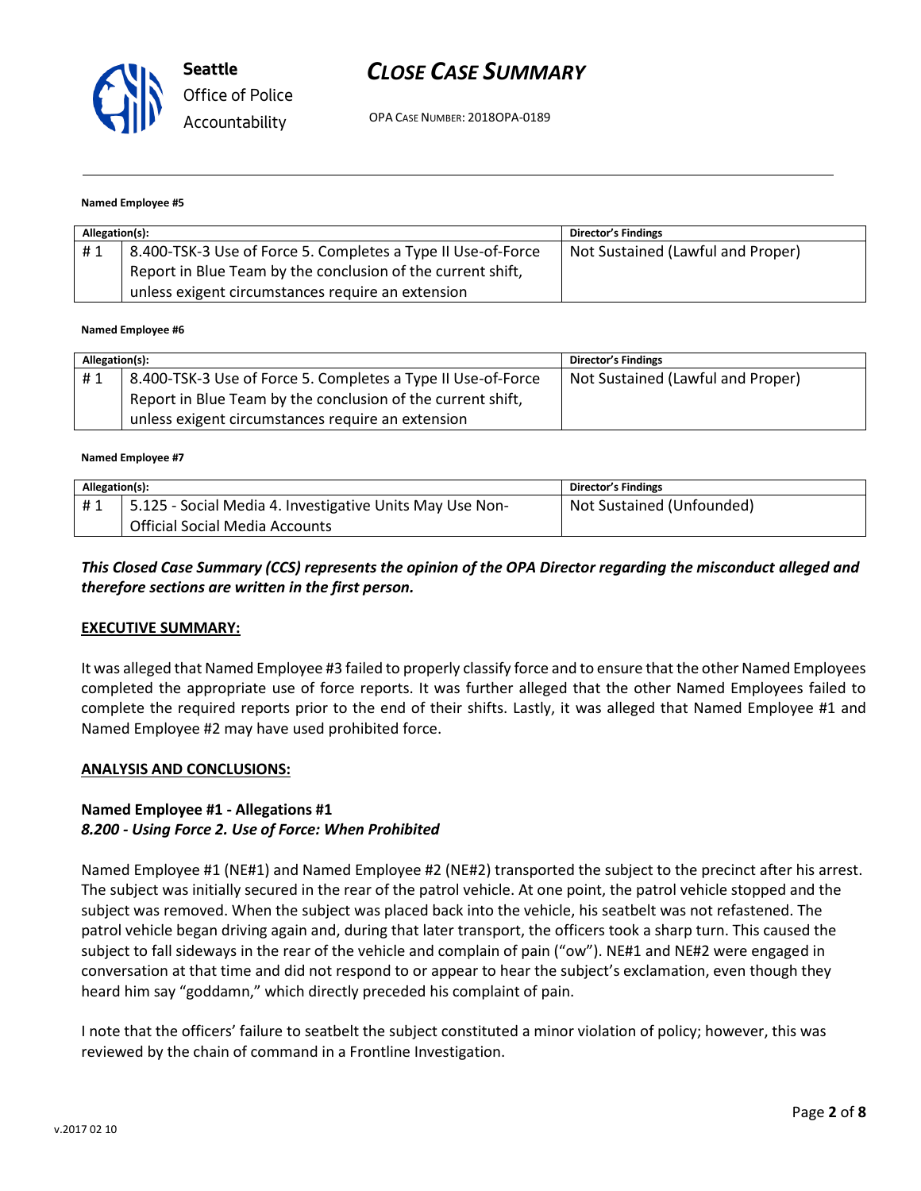**Named Employee #5**

| Allegation(s): | | Director's Findings |
| --- | --- | --- |
| # 1 | 8.400-TSK-3 Use of Force 5. Completes a Type II Use-of-Force Report in Blue Team by the conclusion of the current shift, unless exigent circumstances require an extension | Not Sustained (Lawful and Proper) |

**Named Employee #6**

| Allegation(s): | | Director's Findings |
| --- | --- | --- |
| # 1 | 8.400-TSK-3 Use of Force 5. Completes a Type II Use-of-Force Report in Blue Team by the conclusion of the current shift, unless exigent circumstances require an extension | Not Sustained (Lawful and Proper) |

**Named Employee #7**

| Allegation(s): | | Director's Findings |
| --- | --- | --- |
| # 1 | 5.125 - Social Media 4. Investigative Units May Use Non-Official Social Media Accounts | Not Sustained (Unfounded) |

***This Closed Case Summary (CCS) represents the opinion of the OPA Director regarding the misconduct alleged and therefore sections are written in the first person.***

**EXECUTIVE SUMMARY:**

It was alleged that Named Employee #3 failed to properly classify force and to ensure that the other Named Employees completed the appropriate use of force reports. It was further alleged that the other Named Employees failed to complete the required reports prior to the end of their shifts. Lastly, it was alleged that Named Employee #1 and Named Employee #2 may have used prohibited force.

**ANALYSIS AND CONCLUSIONS:**

### Named Employee #1 - Allegations #1
***8.200 - Using Force 2. Use of Force: When Prohibited***

Named Employee #1 (NE#1) and Named Employee #2 (NE#2) transported the subject to the precinct after his arrest. The subject was initially secured in the rear of the patrol vehicle. At one point, the patrol vehicle stopped and the subject was removed. When the subject was placed back into the vehicle, his seatbelt was not refastened. The patrol vehicle began driving again and, during that later transport, the officers took a sharp turn. This caused the subject to fall sideways in the rear of the vehicle and complain of pain ("ow"). NE#1 and NE#2 were engaged in conversation at that time and did not respond to or appear to hear the subject's exclamation, even though they heard him say "goddamn," which directly preceded his complaint of pain.

I note that the officers' failure to seatbelt the subject constituted a minor violation of policy; however, this was reviewed by the chain of command in a Frontline Investigation.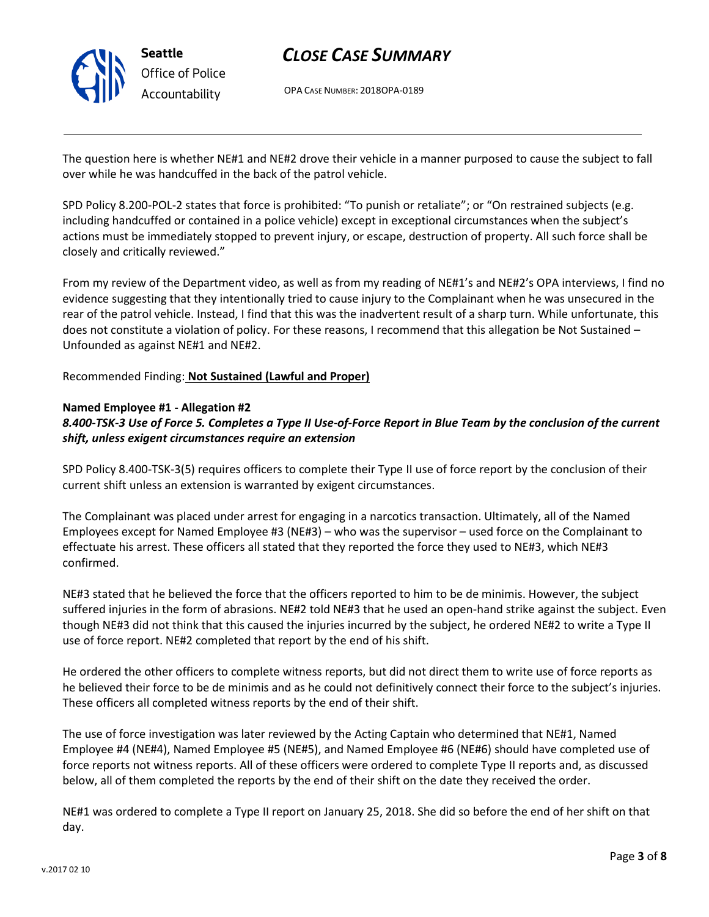The question here is whether NE#1 and NE#2 drove their vehicle in a manner purposed to cause the subject to fall over while he was handcuffed in the back of the patrol vehicle.

SPD Policy 8.200-POL-2 states that force is prohibited: "To punish or retaliate"; or "On restrained subjects (e.g. including handcuffed or contained in a police vehicle) except in exceptional circumstances when the subject's actions must be immediately stopped to prevent injury, or escape, destruction of property. All such force shall be closely and critically reviewed."

From my review of the Department video, as well as from my reading of NE#1's and NE#2's OPA interviews, I find no evidence suggesting that they intentionally tried to cause injury to the Complainant when he was unsecured in the rear of the patrol vehicle. Instead, I find that this was the inadvertent result of a sharp turn. While unfortunate, this does not constitute a violation of policy. For these reasons, I recommend that this allegation be Not Sustained – Unfounded as against NE#1 and NE#2.

Recommended Finding: **Not Sustained (Lawful and Proper)**

**Named Employee #1 - Allegation #2**
***8.400-TSK-3 Use of Force 5. Completes a Type II Use-of-Force Report in Blue Team by the conclusion of the current shift, unless exigent circumstances require an extension***

SPD Policy 8.400-TSK-3(5) requires officers to complete their Type II use of force report by the conclusion of their current shift unless an extension is warranted by exigent circumstances.

The Complainant was placed under arrest for engaging in a narcotics transaction. Ultimately, all of the Named Employees except for Named Employee #3 (NE#3) – who was the supervisor – used force on the Complainant to effectuate his arrest. These officers all stated that they reported the force they used to NE#3, which NE#3 confirmed.

NE#3 stated that he believed the force that the officers reported to him to be de minimis. However, the subject suffered injuries in the form of abrasions. NE#2 told NE#3 that he used an open-hand strike against the subject. Even though NE#3 did not think that this caused the injuries incurred by the subject, he ordered NE#2 to write a Type II use of force report. NE#2 completed that report by the end of his shift.

He ordered the other officers to complete witness reports, but did not direct them to write use of force reports as he believed their force to be de minimis and as he could not definitively connect their force to the subject's injuries. These officers all completed witness reports by the end of their shift.

The use of force investigation was later reviewed by the Acting Captain who determined that NE#1, Named Employee #4 (NE#4), Named Employee #5 (NE#5), and Named Employee #6 (NE#6) should have completed use of force reports not witness reports. All of these officers were ordered to complete Type II reports and, as discussed below, all of them completed the reports by the end of their shift on the date they received the order.

NE#1 was ordered to complete a Type II report on January 25, 2018. She did so before the end of her shift on that day.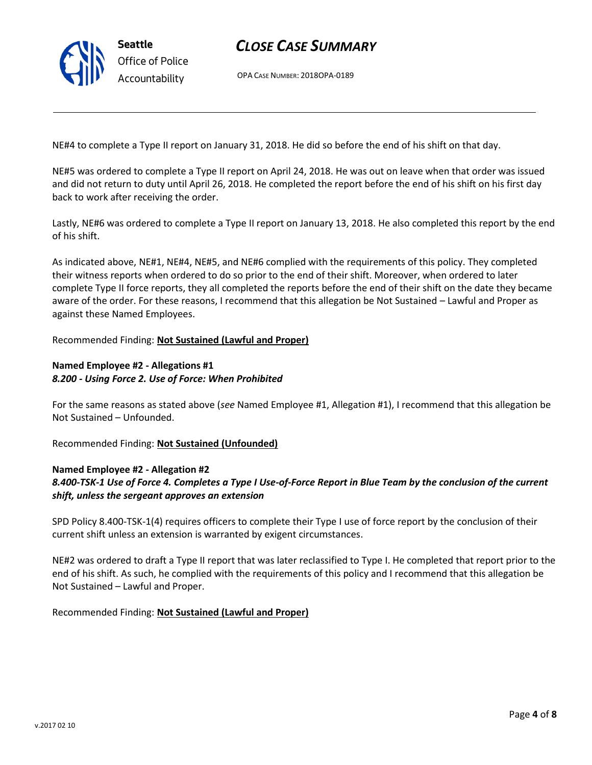NE#4 to complete a Type II report on January 31, 2018. He did so before the end of his shift on that day.

NE#5 was ordered to complete a Type II report on April 24, 2018. He was out on leave when that order was issued and did not return to duty until April 26, 2018. He completed the report before the end of his shift on his first day back to work after receiving the order.

Lastly, NE#6 was ordered to complete a Type II report on January 13, 2018. He also completed this report by the end of his shift.

As indicated above, NE#1, NE#4, NE#5, and NE#6 complied with the requirements of this policy. They completed their witness reports when ordered to do so prior to the end of their shift. Moreover, when ordered to later complete Type II force reports, they all completed the reports before the end of their shift on the date they became aware of the order. For these reasons, I recommend that this allegation be Not Sustained – Lawful and Proper as against these Named Employees.

Recommended Finding: **Not Sustained (Lawful and Proper)**

**Named Employee #2 - Allegations #1**
***8.200 - Using Force 2. Use of Force: When Prohibited***

For the same reasons as stated above (*see* Named Employee #1, Allegation #1), I recommend that this allegation be Not Sustained – Unfounded.

Recommended Finding: **Not Sustained (Unfounded)**

**Named Employee #2 - Allegation #2**
***8.400-TSK-1 Use of Force 4. Completes a Type I Use-of-Force Report in Blue Team by the conclusion of the current shift, unless the sergeant approves an extension***

SPD Policy 8.400-TSK-1(4) requires officers to complete their Type I use of force report by the conclusion of their current shift unless an extension is warranted by exigent circumstances.

NE#2 was ordered to draft a Type II report that was later reclassified to Type I. He completed that report prior to the end of his shift. As such, he complied with the requirements of this policy and I recommend that this allegation be Not Sustained – Lawful and Proper.

Recommended Finding: **Not Sustained (Lawful and Proper)**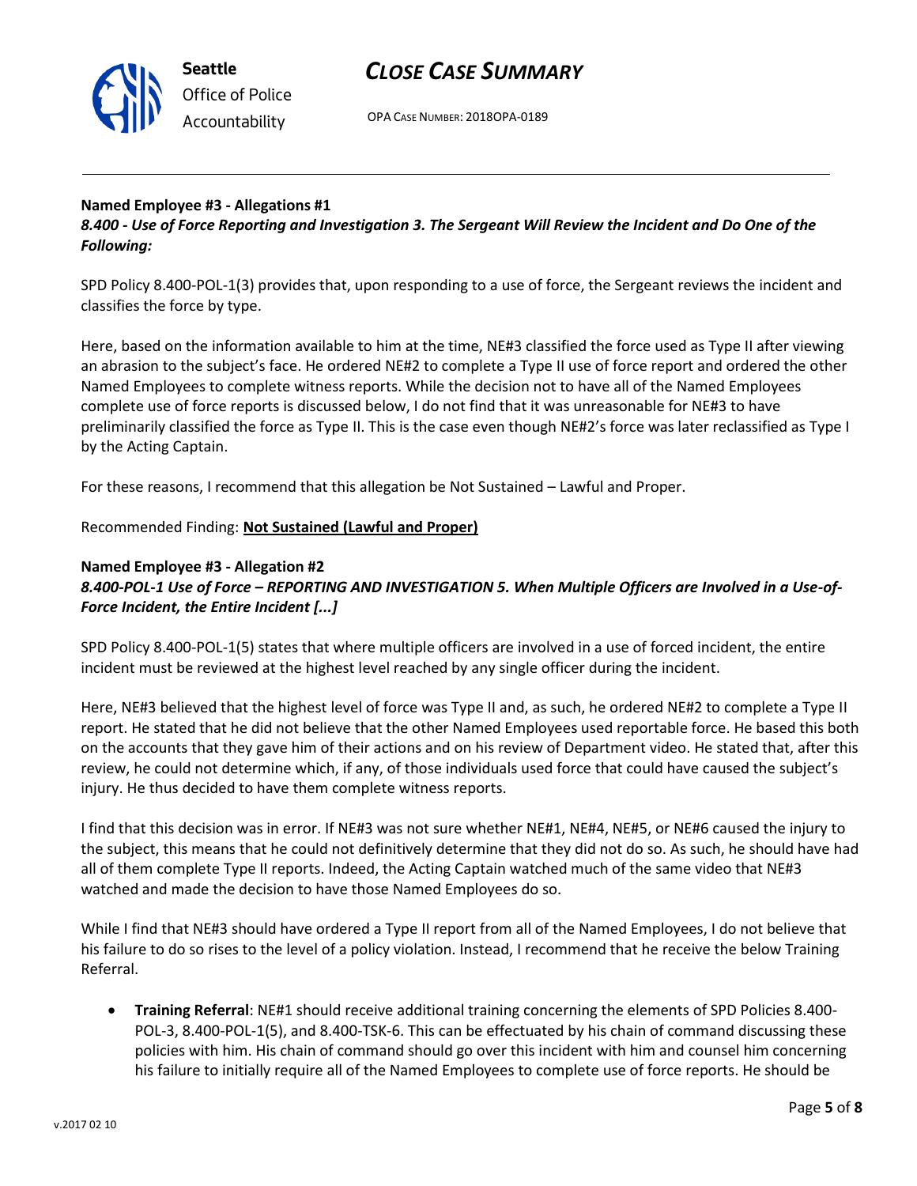**Named Employee #3 - Allegations #1**
***8.400 - Use of Force Reporting and Investigation 3. The Sergeant Will Review the Incident and Do One of the Following:***

SPD Policy 8.400-POL-1(3) provides that, upon responding to a use of force, the Sergeant reviews the incident and classifies the force by type.

Here, based on the information available to him at the time, NE#3 classified the force used as Type II after viewing an abrasion to the subject's face. He ordered NE#2 to complete a Type II use of force report and ordered the other Named Employees to complete witness reports. While the decision not to have all of the Named Employees complete use of force reports is discussed below, I do not find that it was unreasonable for NE#3 to have preliminarily classified the force as Type II. This is the case even though NE#2's force was later reclassified as Type I by the Acting Captain.

For these reasons, I recommend that this allegation be Not Sustained – Lawful and Proper.

Recommended Finding: **Not Sustained (Lawful and Proper)**

**Named Employee #3 - Allegation #2**
***8.400-POL-1 Use of Force – REPORTING AND INVESTIGATION 5. When Multiple Officers are Involved in a Use-of-Force Incident, the Entire Incident [...]***

SPD Policy 8.400-POL-1(5) states that where multiple officers are involved in a use of forced incident, the entire incident must be reviewed at the highest level reached by any single officer during the incident.

Here, NE#3 believed that the highest level of force was Type II and, as such, he ordered NE#2 to complete a Type II report. He stated that he did not believe that the other Named Employees used reportable force. He based this both on the accounts that they gave him of their actions and on his review of Department video. He stated that, after this review, he could not determine which, if any, of those individuals used force that could have caused the subject's injury. He thus decided to have them complete witness reports.

I find that this decision was in error. If NE#3 was not sure whether NE#1, NE#4, NE#5, or NE#6 caused the injury to the subject, this means that he could not definitively determine that they did not do so. As such, he should have had all of them complete Type II reports. Indeed, the Acting Captain watched much of the same video that NE#3 watched and made the decision to have those Named Employees do so.

While I find that NE#3 should have ordered a Type II report from all of the Named Employees, I do not believe that his failure to do so rises to the level of a policy violation. Instead, I recommend that he receive the below Training Referral.

- **Training Referral**: NE#1 should receive additional training concerning the elements of SPD Policies 8.400-POL-3, 8.400-POL-1(5), and 8.400-TSK-6. This can be effectuated by his chain of command discussing these policies with him. His chain of command should go over this incident with him and counsel him concerning his failure to initially require all of the Named Employees to complete use of force reports. He should be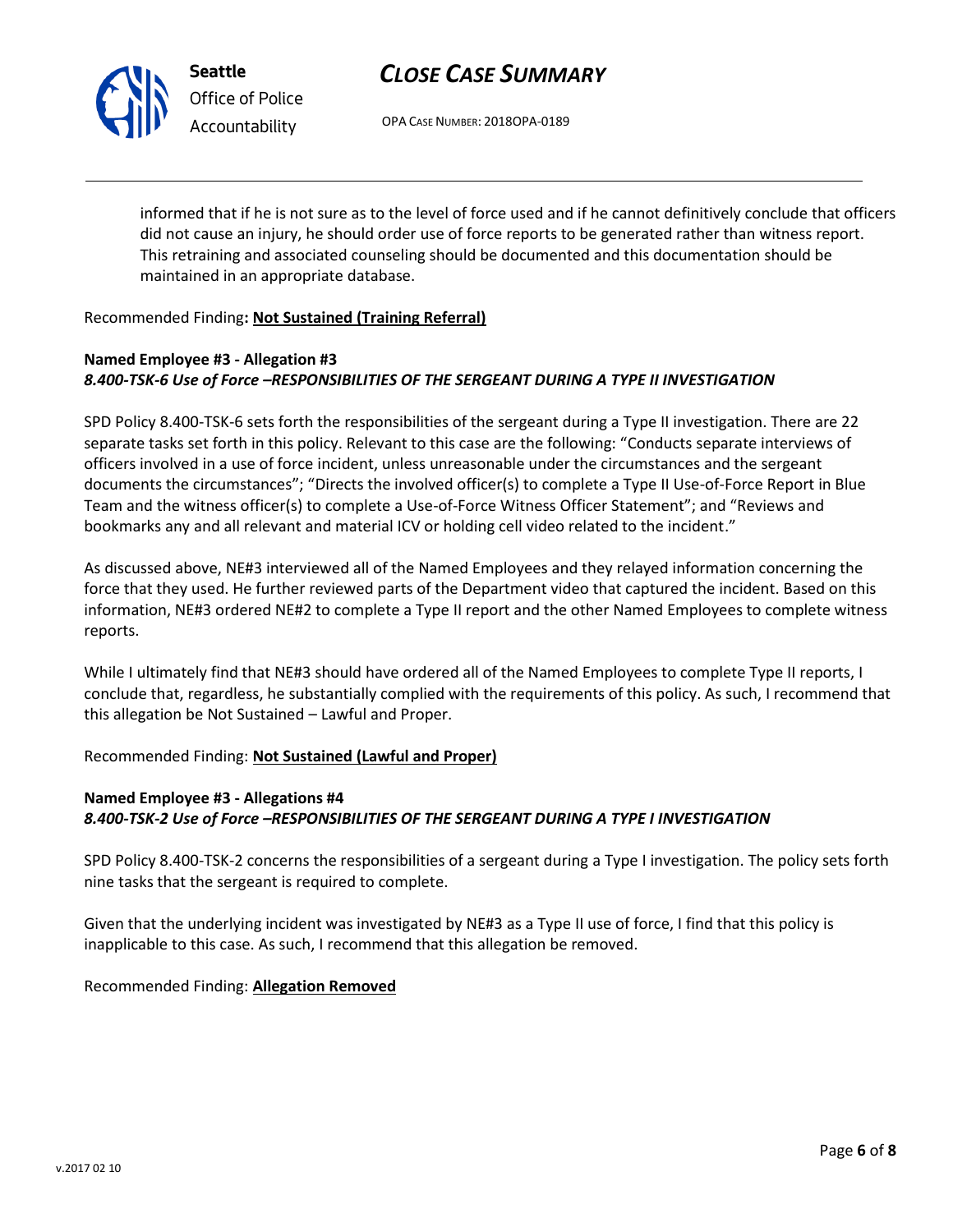informed that if he is not sure as to the level of force used and if he cannot definitively conclude that officers did not cause an injury, he should order use of force reports to be generated rather than witness report. This retraining and associated counseling should be documented and this documentation should be maintained in an appropriate database.

Recommended Finding**: Not Sustained (Training Referral)**

**Named Employee #3 - Allegation #3**
***8.400-TSK-6 Use of Force –RESPONSIBILITIES OF THE SERGEANT DURING A TYPE II INVESTIGATION***

SPD Policy 8.400-TSK-6 sets forth the responsibilities of the sergeant during a Type II investigation. There are 22 separate tasks set forth in this policy. Relevant to this case are the following: "Conducts separate interviews of officers involved in a use of force incident, unless unreasonable under the circumstances and the sergeant documents the circumstances"; "Directs the involved officer(s) to complete a Type II Use-of-Force Report in Blue Team and the witness officer(s) to complete a Use-of-Force Witness Officer Statement"; and "Reviews and bookmarks any and all relevant and material ICV or holding cell video related to the incident."

As discussed above, NE#3 interviewed all of the Named Employees and they relayed information concerning the force that they used. He further reviewed parts of the Department video that captured the incident. Based on this information, NE#3 ordered NE#2 to complete a Type II report and the other Named Employees to complete witness reports.

While I ultimately find that NE#3 should have ordered all of the Named Employees to complete Type II reports, I conclude that, regardless, he substantially complied with the requirements of this policy. As such, I recommend that this allegation be Not Sustained – Lawful and Proper.

Recommended Finding: **Not Sustained (Lawful and Proper)**

**Named Employee #3 - Allegations #4**
***8.400-TSK-2 Use of Force –RESPONSIBILITIES OF THE SERGEANT DURING A TYPE I INVESTIGATION***

SPD Policy 8.400-TSK-2 concerns the responsibilities of a sergeant during a Type I investigation. The policy sets forth nine tasks that the sergeant is required to complete.

Given that the underlying incident was investigated by NE#3 as a Type II use of force, I find that this policy is inapplicable to this case. As such, I recommend that this allegation be removed.

Recommended Finding: **Allegation Removed**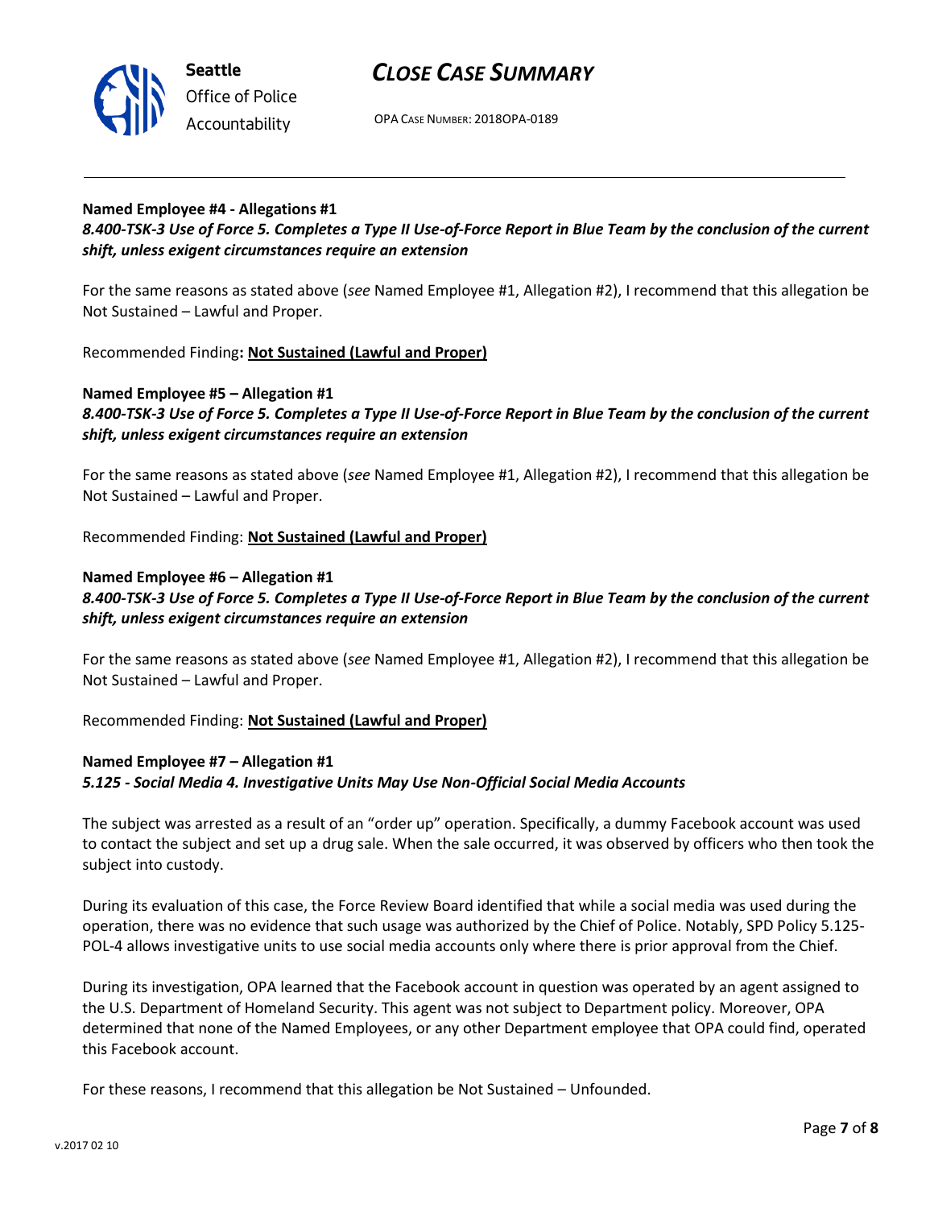**Named Employee #4 - Allegations #1**
***8.400-TSK-3 Use of Force 5. Completes a Type II Use-of-Force Report in Blue Team by the conclusion of the current shift, unless exigent circumstances require an extension***

For the same reasons as stated above (*see* Named Employee #1, Allegation #2), I recommend that this allegation be Not Sustained – Lawful and Proper.

Recommended Finding**: Not Sustained (Lawful and Proper)**

**Named Employee #5 – Allegation #1**
***8.400-TSK-3 Use of Force 5. Completes a Type II Use-of-Force Report in Blue Team by the conclusion of the current shift, unless exigent circumstances require an extension***

For the same reasons as stated above (*see* Named Employee #1, Allegation #2), I recommend that this allegation be Not Sustained – Lawful and Proper.

Recommended Finding: **Not Sustained (Lawful and Proper)**

**Named Employee #6 – Allegation #1**
***8.400-TSK-3 Use of Force 5. Completes a Type II Use-of-Force Report in Blue Team by the conclusion of the current shift, unless exigent circumstances require an extension***

For the same reasons as stated above (*see* Named Employee #1, Allegation #2), I recommend that this allegation be Not Sustained – Lawful and Proper.

Recommended Finding: **Not Sustained (Lawful and Proper)**

**Named Employee #7 – Allegation #1**
***5.125 - Social Media 4. Investigative Units May Use Non-Official Social Media Accounts***

The subject was arrested as a result of an "order up" operation. Specifically, a dummy Facebook account was used to contact the subject and set up a drug sale. When the sale occurred, it was observed by officers who then took the subject into custody.

During its evaluation of this case, the Force Review Board identified that while a social media was used during the operation, there was no evidence that such usage was authorized by the Chief of Police. Notably, SPD Policy 5.125-POL-4 allows investigative units to use social media accounts only where there is prior approval from the Chief.

During its investigation, OPA learned that the Facebook account in question was operated by an agent assigned to the U.S. Department of Homeland Security. This agent was not subject to Department policy. Moreover, OPA determined that none of the Named Employees, or any other Department employee that OPA could find, operated this Facebook account.

For these reasons, I recommend that this allegation be Not Sustained – Unfounded.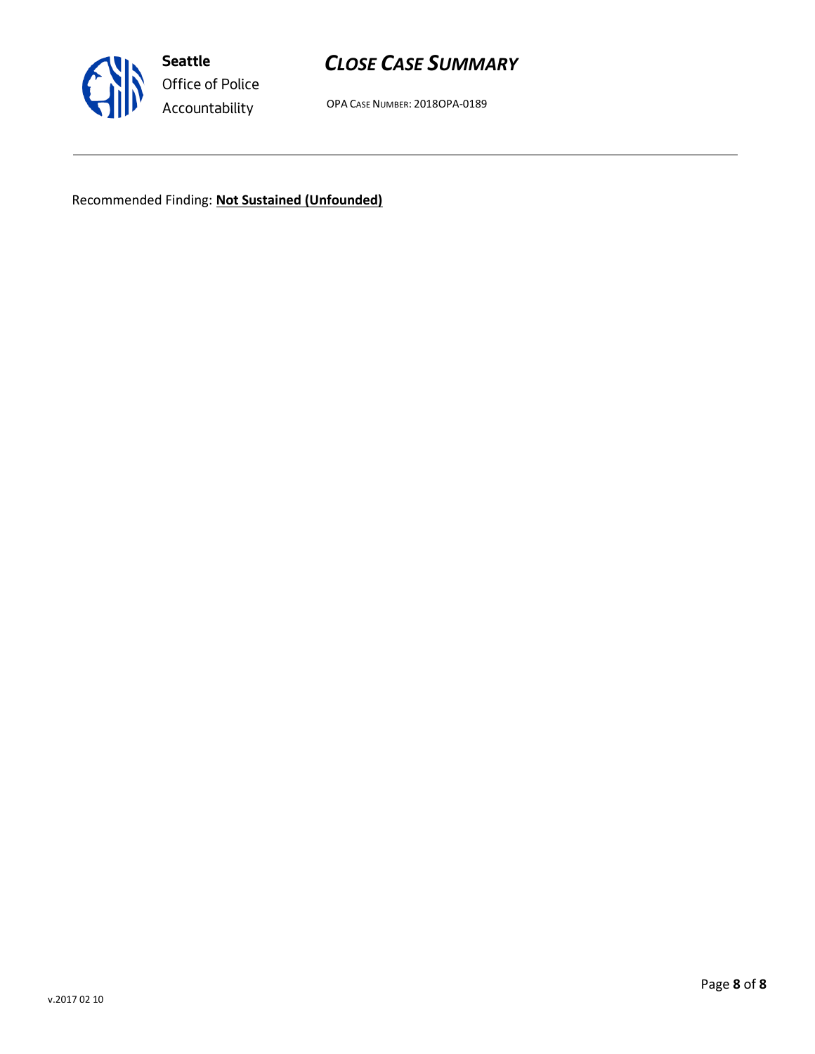Recommended Finding: **Not Sustained (Unfounded)**